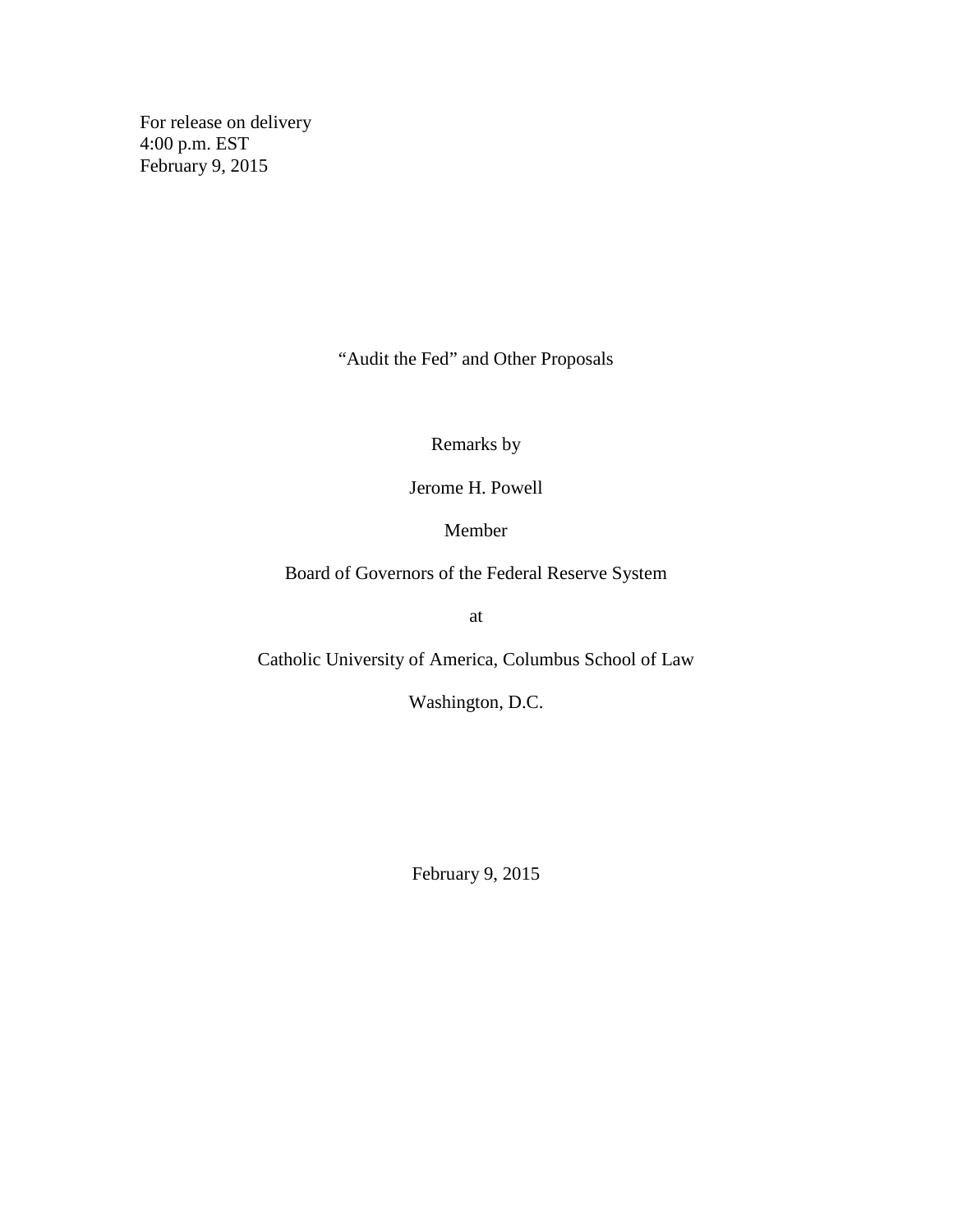For release on delivery
4:00 p.m. EST
February 9, 2015

# "Audit the Fed" and Other Proposals

Remarks by

Jerome H. Powell

Member

Board of Governors of the Federal Reserve System

at

Catholic University of America, Columbus School of Law

Washington, D.C.

February 9, 2015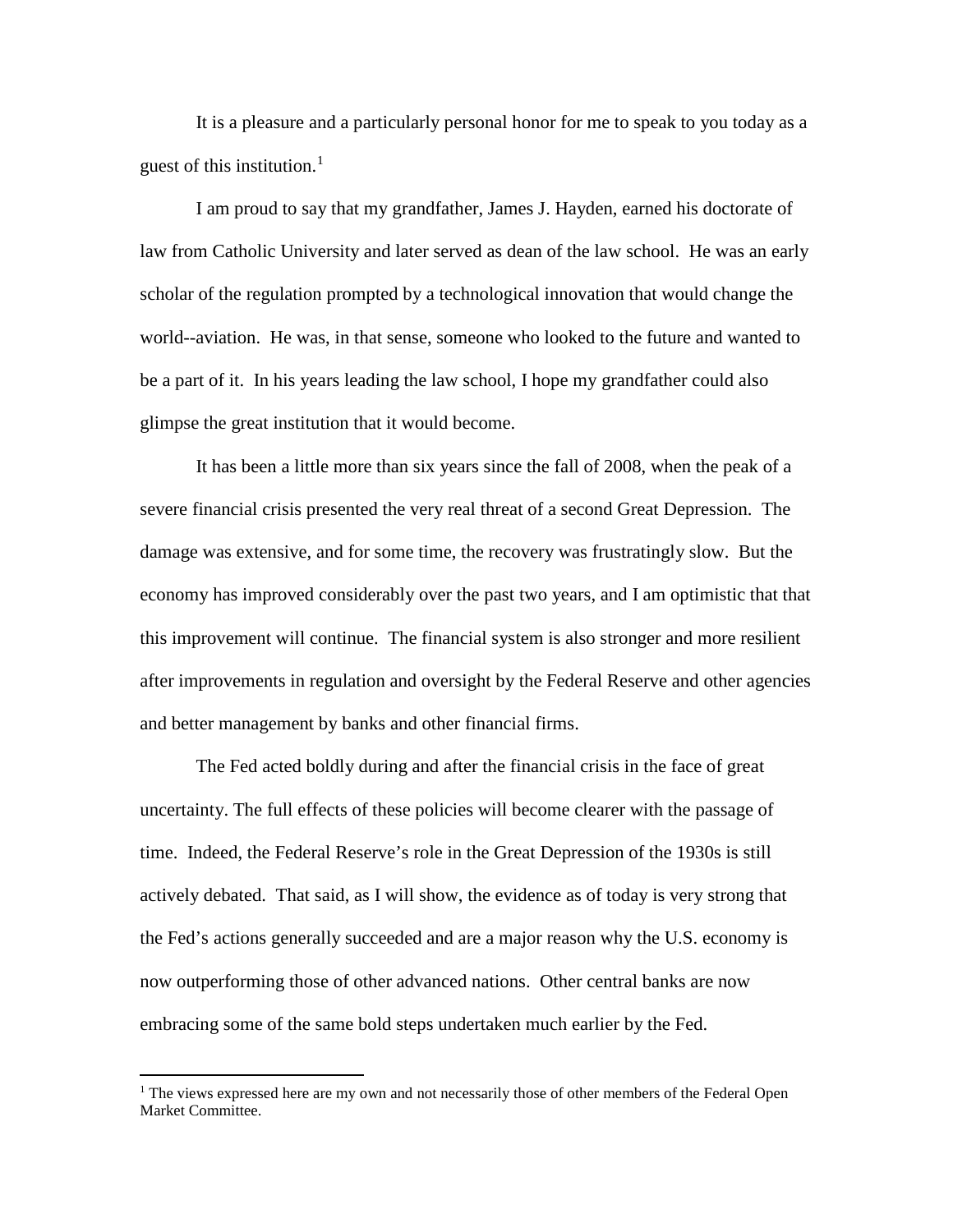It is a pleasure and a particularly personal honor for me to speak to you today as a guest of this institution.[1]

I am proud to say that my grandfather, James J. Hayden, earned his doctorate of law from Catholic University and later served as dean of the law school. He was an early scholar of the regulation prompted by a technological innovation that would change the world--aviation. He was, in that sense, someone who looked to the future and wanted to be a part of it. In his years leading the law school, I hope my grandfather could also glimpse the great institution that it would become.

It has been a little more than six years since the fall of 2008, when the peak of a severe financial crisis presented the very real threat of a second Great Depression. The damage was extensive, and for some time, the recovery was frustratingly slow. But the economy has improved considerably over the past two years, and I am optimistic that that this improvement will continue. The financial system is also stronger and more resilient after improvements in regulation and oversight by the Federal Reserve and other agencies and better management by banks and other financial firms.

The Fed acted boldly during and after the financial crisis in the face of great uncertainty. The full effects of these policies will become clearer with the passage of time. Indeed, the Federal Reserve's role in the Great Depression of the 1930s is still actively debated. That said, as I will show, the evidence as of today is very strong that the Fed's actions generally succeeded and are a major reason why the U.S. economy is now outperforming those of other advanced nations. Other central banks are now embracing some of the same bold steps undertaken much earlier by the Fed.

[1] The views expressed here are my own and not necessarily those of other members of the Federal Open Market Committee.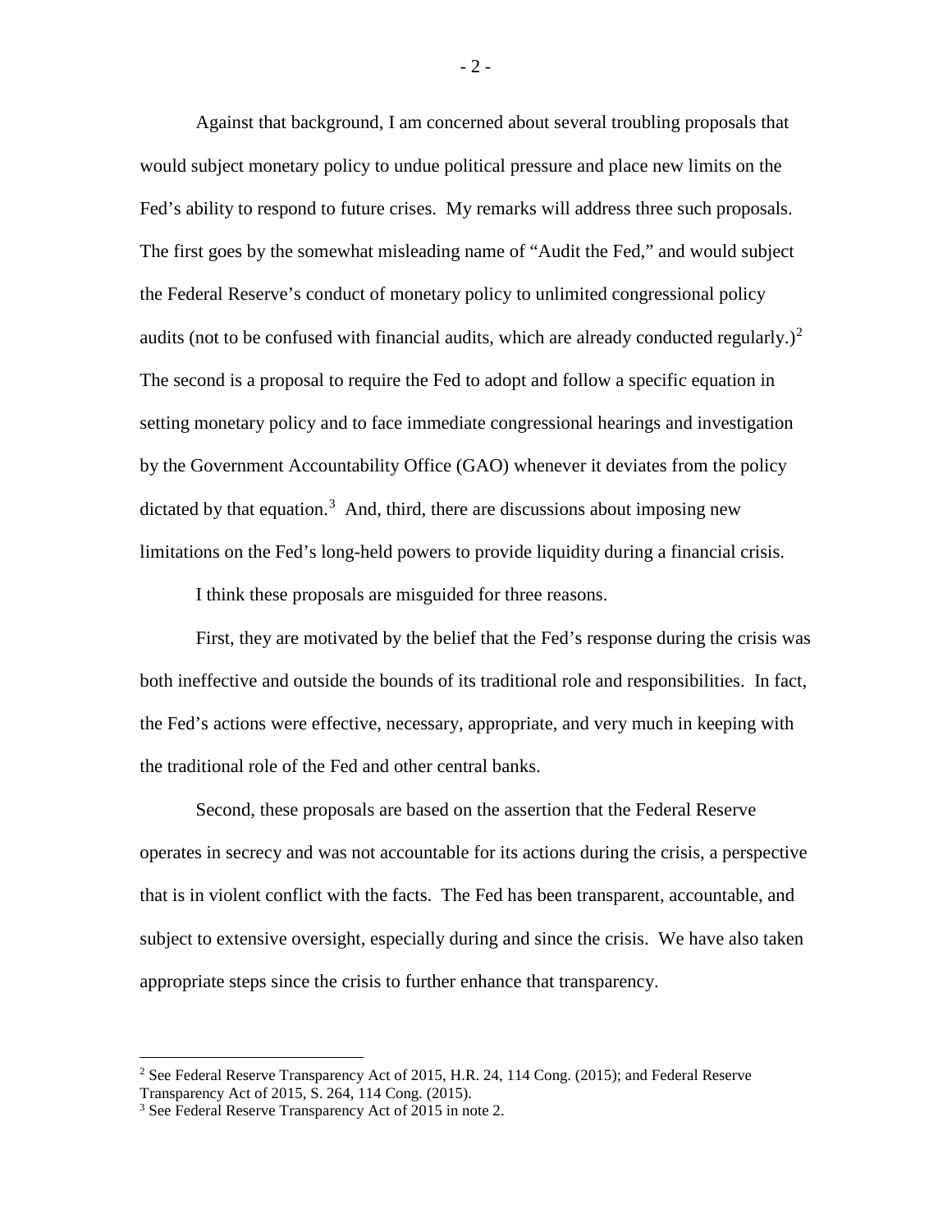Against that background, I am concerned about several troubling proposals that would subject monetary policy to undue political pressure and place new limits on the Fed's ability to respond to future crises. My remarks will address three such proposals. The first goes by the somewhat misleading name of "Audit the Fed," and would subject the Federal Reserve's conduct of monetary policy to unlimited congressional policy audits (not to be confused with financial audits, which are already conducted regularly.)[2] The second is a proposal to require the Fed to adopt and follow a specific equation in setting monetary policy and to face immediate congressional hearings and investigation by the Government Accountability Office (GAO) whenever it deviates from the policy dictated by that equation.[3] And, third, there are discussions about imposing new limitations on the Fed's long-held powers to provide liquidity during a financial crisis.

I think these proposals are misguided for three reasons.

First, they are motivated by the belief that the Fed's response during the crisis was both ineffective and outside the bounds of its traditional role and responsibilities. In fact, the Fed's actions were effective, necessary, appropriate, and very much in keeping with the traditional role of the Fed and other central banks.

Second, these proposals are based on the assertion that the Federal Reserve operates in secrecy and was not accountable for its actions during the crisis, a perspective that is in violent conflict with the facts. The Fed has been transparent, accountable, and subject to extensive oversight, especially during and since the crisis. We have also taken appropriate steps since the crisis to further enhance that transparency.

---

[2] See Federal Reserve Transparency Act of 2015, H.R. 24, 114 Cong. (2015); and Federal Reserve Transparency Act of 2015, S. 264, 114 Cong. (2015).

[3] See Federal Reserve Transparency Act of 2015 in note 2.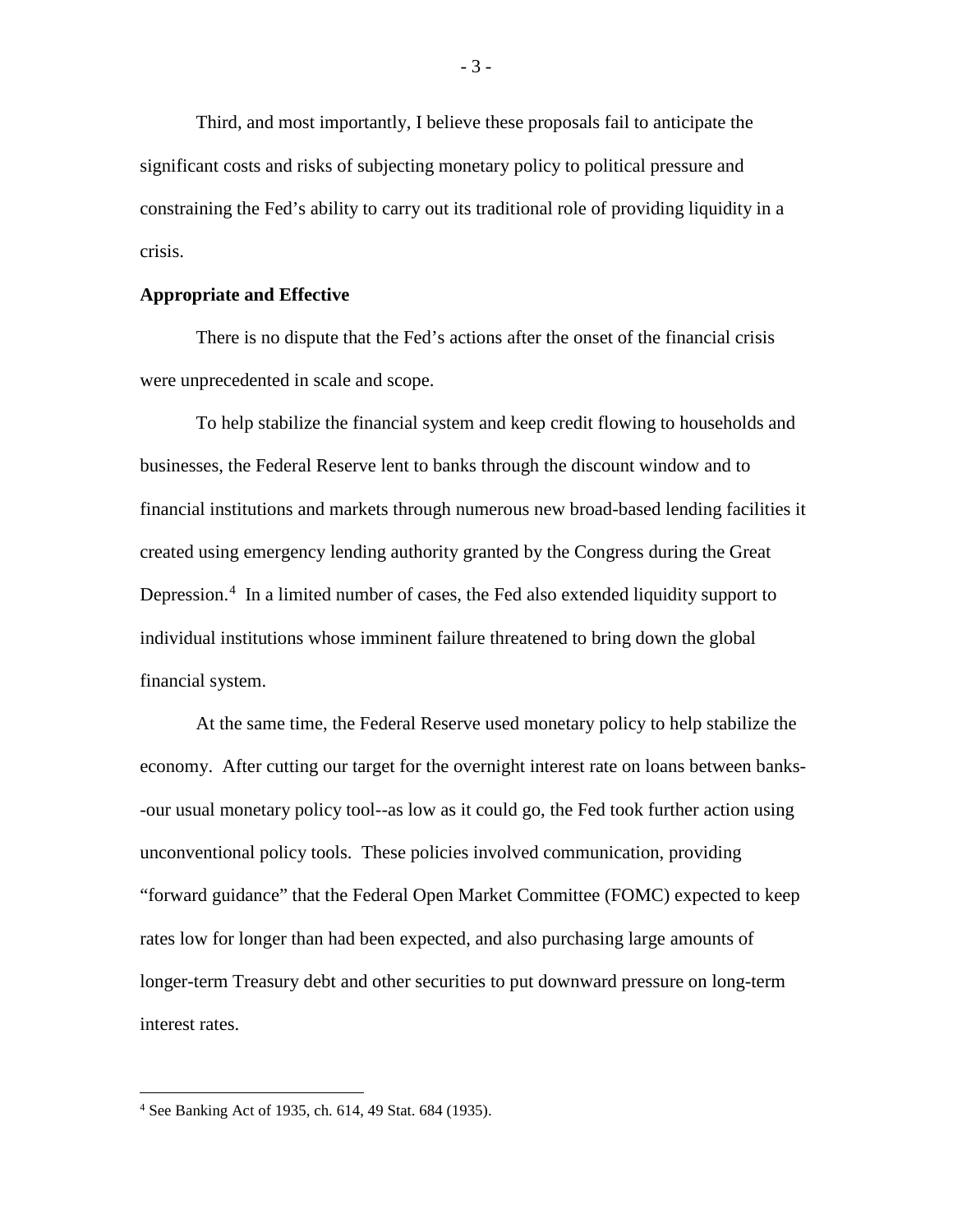Third, and most importantly, I believe these proposals fail to anticipate the significant costs and risks of subjecting monetary policy to political pressure and constraining the Fed's ability to carry out its traditional role of providing liquidity in a crisis.

**Appropriate and Effective**

There is no dispute that the Fed's actions after the onset of the financial crisis were unprecedented in scale and scope.

To help stabilize the financial system and keep credit flowing to households and businesses, the Federal Reserve lent to banks through the discount window and to financial institutions and markets through numerous new broad-based lending facilities it created using emergency lending authority granted by the Congress during the Great Depression.[4] In a limited number of cases, the Fed also extended liquidity support to individual institutions whose imminent failure threatened to bring down the global financial system.

At the same time, the Federal Reserve used monetary policy to help stabilize the economy. After cutting our target for the overnight interest rate on loans between banks--our usual monetary policy tool--as low as it could go, the Fed took further action using unconventional policy tools. These policies involved communication, providing "forward guidance" that the Federal Open Market Committee (FOMC) expected to keep rates low for longer than had been expected, and also purchasing large amounts of longer-term Treasury debt and other securities to put downward pressure on long-term interest rates.

[4] See Banking Act of 1935, ch. 614, 49 Stat. 684 (1935).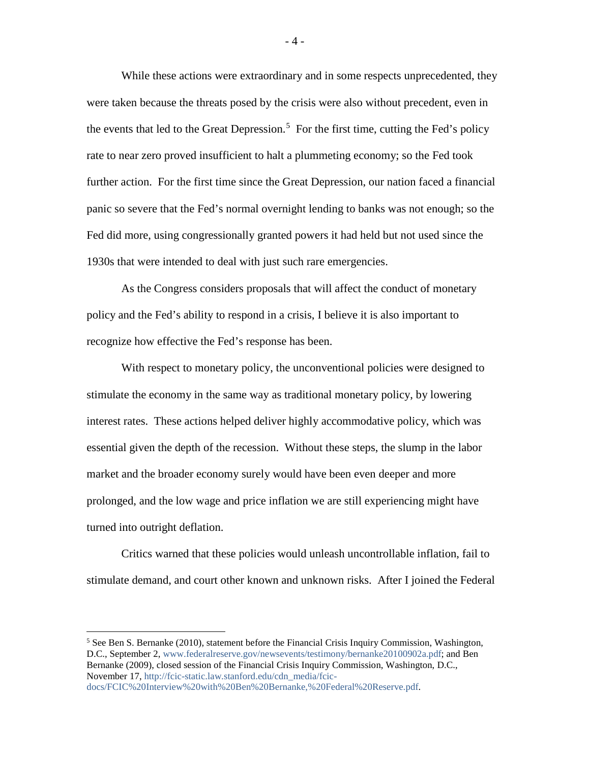While these actions were extraordinary and in some respects unprecedented, they were taken because the threats posed by the crisis were also without precedent, even in the events that led to the Great Depression.[5] For the first time, cutting the Fed's policy rate to near zero proved insufficient to halt a plummeting economy; so the Fed took further action. For the first time since the Great Depression, our nation faced a financial panic so severe that the Fed's normal overnight lending to banks was not enough; so the Fed did more, using congressionally granted powers it had held but not used since the 1930s that were intended to deal with just such rare emergencies.

As the Congress considers proposals that will affect the conduct of monetary policy and the Fed's ability to respond in a crisis, I believe it is also important to recognize how effective the Fed's response has been.

With respect to monetary policy, the unconventional policies were designed to stimulate the economy in the same way as traditional monetary policy, by lowering interest rates. These actions helped deliver highly accommodative policy, which was essential given the depth of the recession. Without these steps, the slump in the labor market and the broader economy surely would have been even deeper and more prolonged, and the low wage and price inflation we are still experiencing might have turned into outright deflation.

Critics warned that these policies would unleash uncontrollable inflation, fail to stimulate demand, and court other known and unknown risks. After I joined the Federal

---

[5] See Ben S. Bernanke (2010), statement before the Financial Crisis Inquiry Commission, Washington, D.C., September 2, www.federalreserve.gov/newsevents/testimony/bernanke20100902a.pdf; and Ben Bernanke (2009), closed session of the Financial Crisis Inquiry Commission, Washington, D.C., November 17, http://fcic-static.law.stanford.edu/cdn_media/fcic-docs/FCIC%20Interview%20with%20Ben%20Bernanke,%20Federal%20Reserve.pdf.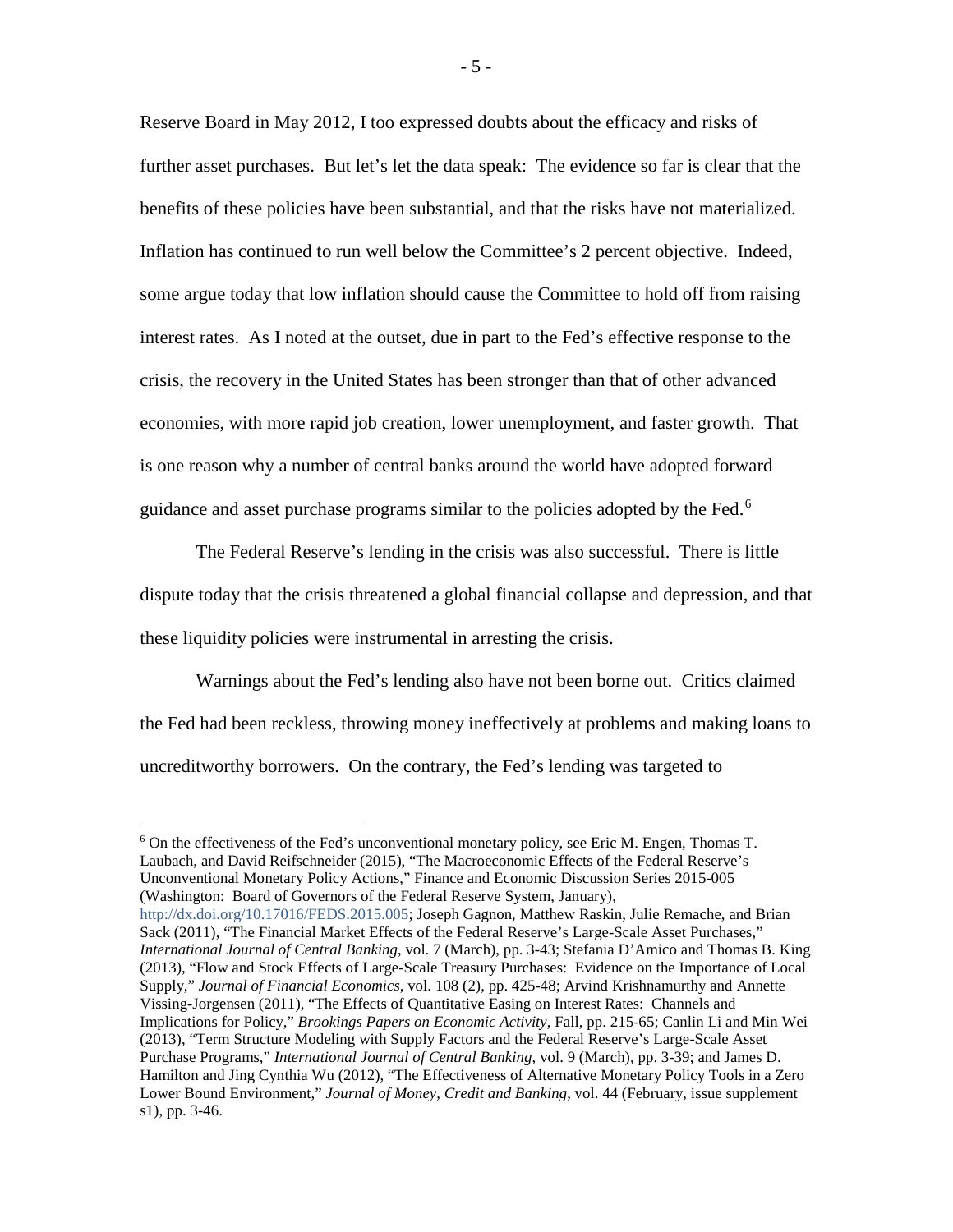Reserve Board in May 2012, I too expressed doubts about the efficacy and risks of further asset purchases. But let's let the data speak: The evidence so far is clear that the benefits of these policies have been substantial, and that the risks have not materialized. Inflation has continued to run well below the Committee's 2 percent objective. Indeed, some argue today that low inflation should cause the Committee to hold off from raising interest rates. As I noted at the outset, due in part to the Fed's effective response to the crisis, the recovery in the United States has been stronger than that of other advanced economies, with more rapid job creation, lower unemployment, and faster growth. That is one reason why a number of central banks around the world have adopted forward guidance and asset purchase programs similar to the policies adopted by the Fed.[6]

The Federal Reserve's lending in the crisis was also successful. There is little dispute today that the crisis threatened a global financial collapse and depression, and that these liquidity policies were instrumental in arresting the crisis.

Warnings about the Fed's lending also have not been borne out. Critics claimed the Fed had been reckless, throwing money ineffectively at problems and making loans to uncreditworthy borrowers. On the contrary, the Fed's lending was targeted to

---

[6] On the effectiveness of the Fed's unconventional monetary policy, see Eric M. Engen, Thomas T. Laubach, and David Reifschneider (2015), "The Macroeconomic Effects of the Federal Reserve's Unconventional Monetary Policy Actions," Finance and Economic Discussion Series 2015-005 (Washington: Board of Governors of the Federal Reserve System, January), http://dx.doi.org/10.17016/FEDS.2015.005; Joseph Gagnon, Matthew Raskin, Julie Remache, and Brian Sack (2011), "The Financial Market Effects of the Federal Reserve's Large-Scale Asset Purchases," *International Journal of Central Banking*, vol. 7 (March), pp. 3-43; Stefania D'Amico and Thomas B. King (2013), "Flow and Stock Effects of Large-Scale Treasury Purchases: Evidence on the Importance of Local Supply," *Journal of Financial Economics*, vol. 108 (2), pp. 425-48; Arvind Krishnamurthy and Annette Vissing-Jorgensen (2011), "The Effects of Quantitative Easing on Interest Rates: Channels and Implications for Policy," *Brookings Papers on Economic Activity*, Fall, pp. 215-65; Canlin Li and Min Wei (2013), "Term Structure Modeling with Supply Factors and the Federal Reserve's Large-Scale Asset Purchase Programs," *International Journal of Central Banking*, vol. 9 (March), pp. 3-39; and James D. Hamilton and Jing Cynthia Wu (2012), "The Effectiveness of Alternative Monetary Policy Tools in a Zero Lower Bound Environment," *Journal of Money, Credit and Banking*, vol. 44 (February, issue supplement s1), pp. 3-46.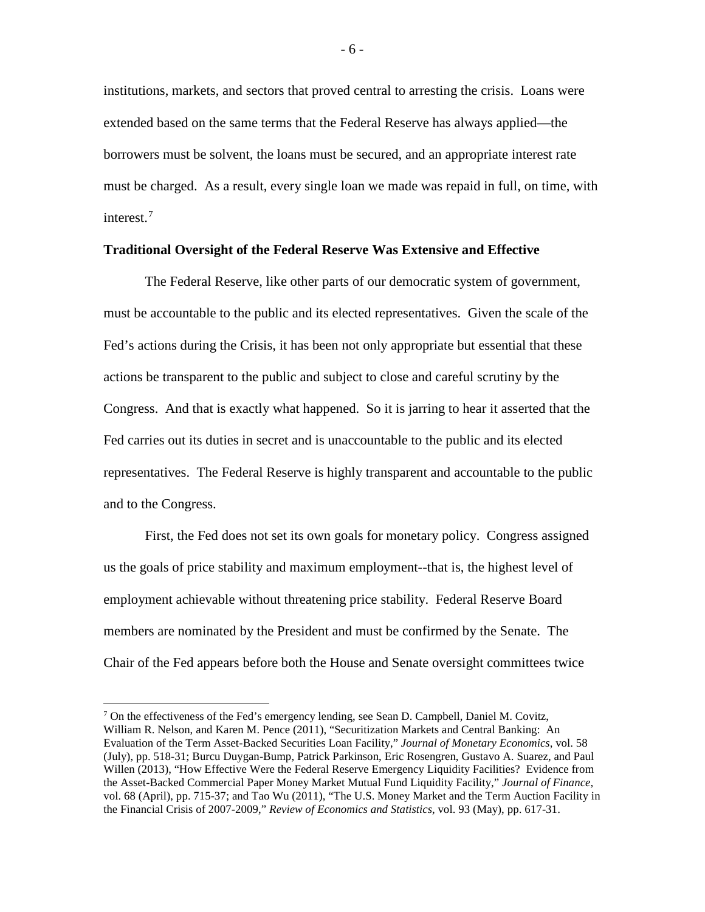institutions, markets, and sectors that proved central to arresting the crisis. Loans were extended based on the same terms that the Federal Reserve has always applied—the borrowers must be solvent, the loans must be secured, and an appropriate interest rate must be charged. As a result, every single loan we made was repaid in full, on time, with interest.[7]

**Traditional Oversight of the Federal Reserve Was Extensive and Effective**

The Federal Reserve, like other parts of our democratic system of government, must be accountable to the public and its elected representatives. Given the scale of the Fed's actions during the Crisis, it has been not only appropriate but essential that these actions be transparent to the public and subject to close and careful scrutiny by the Congress. And that is exactly what happened. So it is jarring to hear it asserted that the Fed carries out its duties in secret and is unaccountable to the public and its elected representatives. The Federal Reserve is highly transparent and accountable to the public and to the Congress.

First, the Fed does not set its own goals for monetary policy. Congress assigned us the goals of price stability and maximum employment--that is, the highest level of employment achievable without threatening price stability. Federal Reserve Board members are nominated by the President and must be confirmed by the Senate. The Chair of the Fed appears before both the House and Senate oversight committees twice

---

[7] On the effectiveness of the Fed's emergency lending, see Sean D. Campbell, Daniel M. Covitz, William R. Nelson, and Karen M. Pence (2011), "Securitization Markets and Central Banking: An Evaluation of the Term Asset-Backed Securities Loan Facility," *Journal of Monetary Economics*, vol. 58 (July), pp. 518-31; Burcu Duygan-Bump, Patrick Parkinson, Eric Rosengren, Gustavo A. Suarez, and Paul Willen (2013), "How Effective Were the Federal Reserve Emergency Liquidity Facilities? Evidence from the Asset-Backed Commercial Paper Money Market Mutual Fund Liquidity Facility," *Journal of Finance*, vol. 68 (April), pp. 715-37; and Tao Wu (2011), "The U.S. Money Market and the Term Auction Facility in the Financial Crisis of 2007-2009," *Review of Economics and Statistics*, vol. 93 (May), pp. 617-31.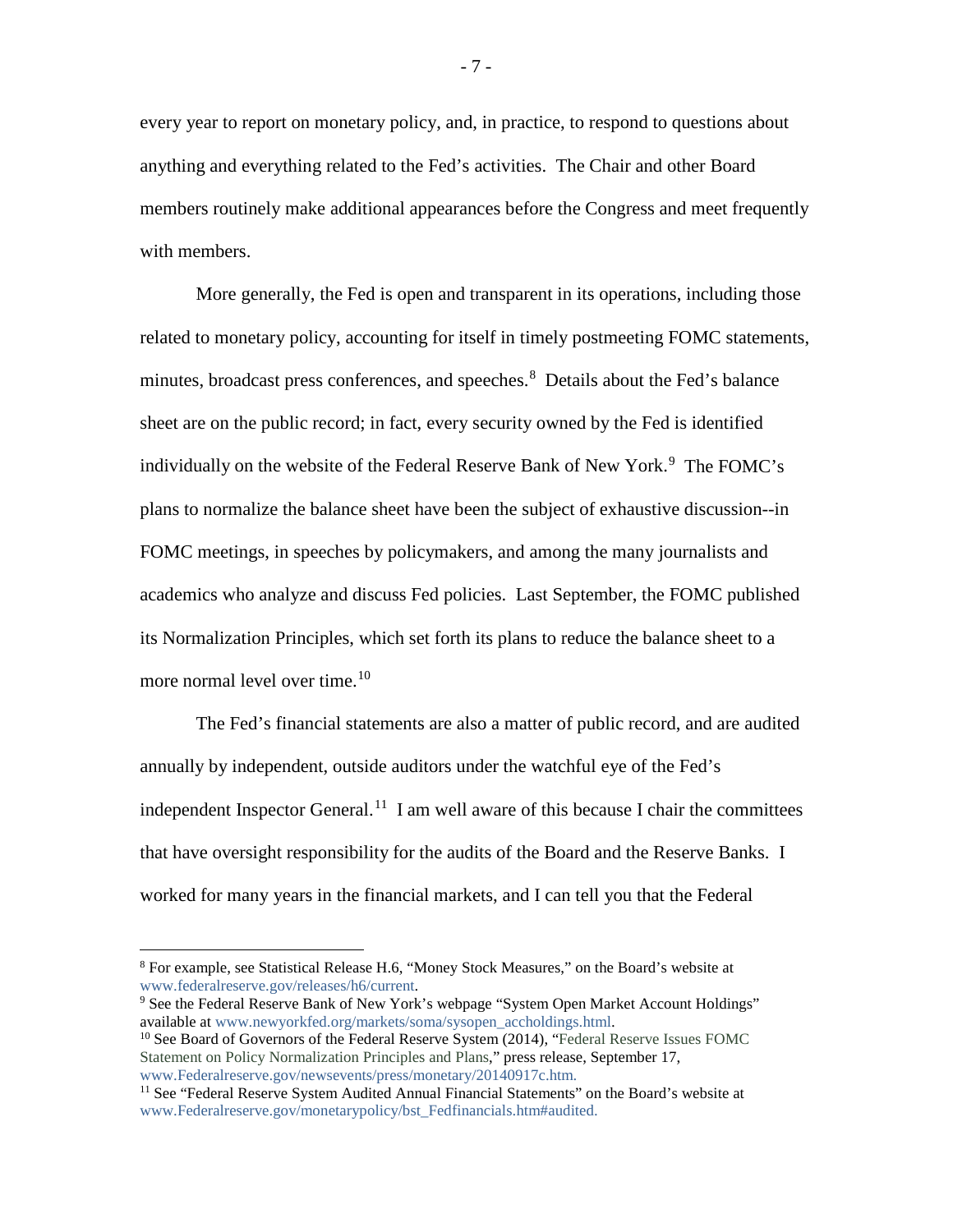every year to report on monetary policy, and, in practice, to respond to questions about anything and everything related to the Fed's activities. The Chair and other Board members routinely make additional appearances before the Congress and meet frequently with members.

More generally, the Fed is open and transparent in its operations, including those related to monetary policy, accounting for itself in timely postmeeting FOMC statements, minutes, broadcast press conferences, and speeches.[8] Details about the Fed's balance sheet are on the public record; in fact, every security owned by the Fed is identified individually on the website of the Federal Reserve Bank of New York.[9] The FOMC's plans to normalize the balance sheet have been the subject of exhaustive discussion--in FOMC meetings, in speeches by policymakers, and among the many journalists and academics who analyze and discuss Fed policies. Last September, the FOMC published its Normalization Principles, which set forth its plans to reduce the balance sheet to a more normal level over time.[10]

The Fed's financial statements are also a matter of public record, and are audited annually by independent, outside auditors under the watchful eye of the Fed's independent Inspector General.[11] I am well aware of this because I chair the committees that have oversight responsibility for the audits of the Board and the Reserve Banks. I worked for many years in the financial markets, and I can tell you that the Federal

---

[8] For example, see Statistical Release H.6, "Money Stock Measures," on the Board's website at www.federalreserve.gov/releases/h6/current.

[9] See the Federal Reserve Bank of New York's webpage "System Open Market Account Holdings" available at www.newyorkfed.org/markets/soma/sysopen_accholdings.html.

[10] See Board of Governors of the Federal Reserve System (2014), "Federal Reserve Issues FOMC Statement on Policy Normalization Principles and Plans," press release, September 17, www.Federalreserve.gov/newsevents/press/monetary/20140917c.htm.

[11] See "Federal Reserve System Audited Annual Financial Statements" on the Board's website at www.Federalreserve.gov/monetarypolicy/bst_Fedfinancials.htm#audited.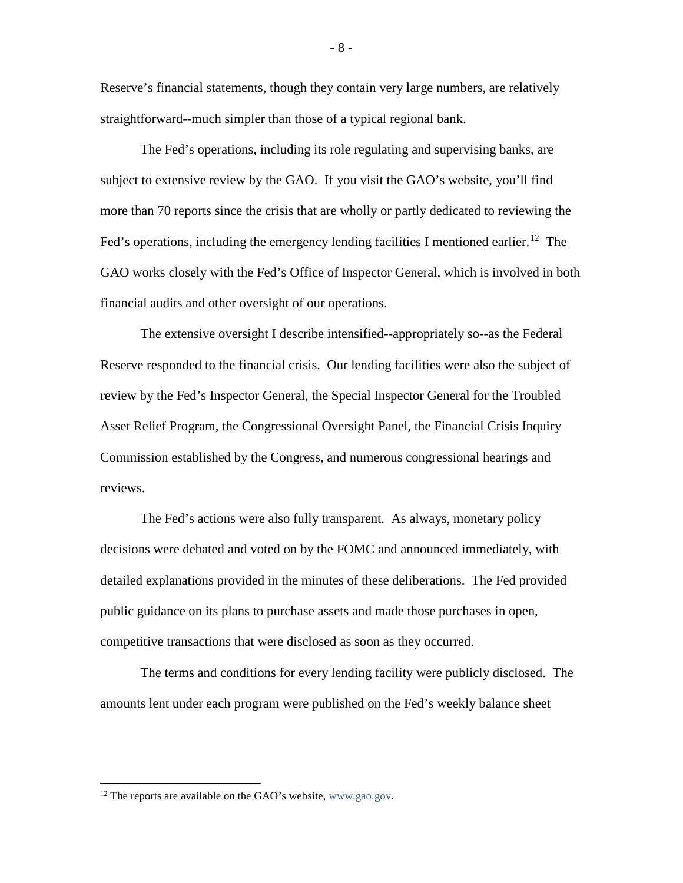Reserve's financial statements, though they contain very large numbers, are relatively straightforward--much simpler than those of a typical regional bank.

The Fed's operations, including its role regulating and supervising banks, are subject to extensive review by the GAO. If you visit the GAO's website, you'll find more than 70 reports since the crisis that are wholly or partly dedicated to reviewing the Fed's operations, including the emergency lending facilities I mentioned earlier.[12] The GAO works closely with the Fed's Office of Inspector General, which is involved in both financial audits and other oversight of our operations.

The extensive oversight I describe intensified--appropriately so--as the Federal Reserve responded to the financial crisis. Our lending facilities were also the subject of review by the Fed's Inspector General, the Special Inspector General for the Troubled Asset Relief Program, the Congressional Oversight Panel, the Financial Crisis Inquiry Commission established by the Congress, and numerous congressional hearings and reviews.

The Fed's actions were also fully transparent. As always, monetary policy decisions were debated and voted on by the FOMC and announced immediately, with detailed explanations provided in the minutes of these deliberations. The Fed provided public guidance on its plans to purchase assets and made those purchases in open, competitive transactions that were disclosed as soon as they occurred.

The terms and conditions for every lending facility were publicly disclosed. The amounts lent under each program were published on the Fed's weekly balance sheet

---

[12] The reports are available on the GAO's website, www.gao.gov.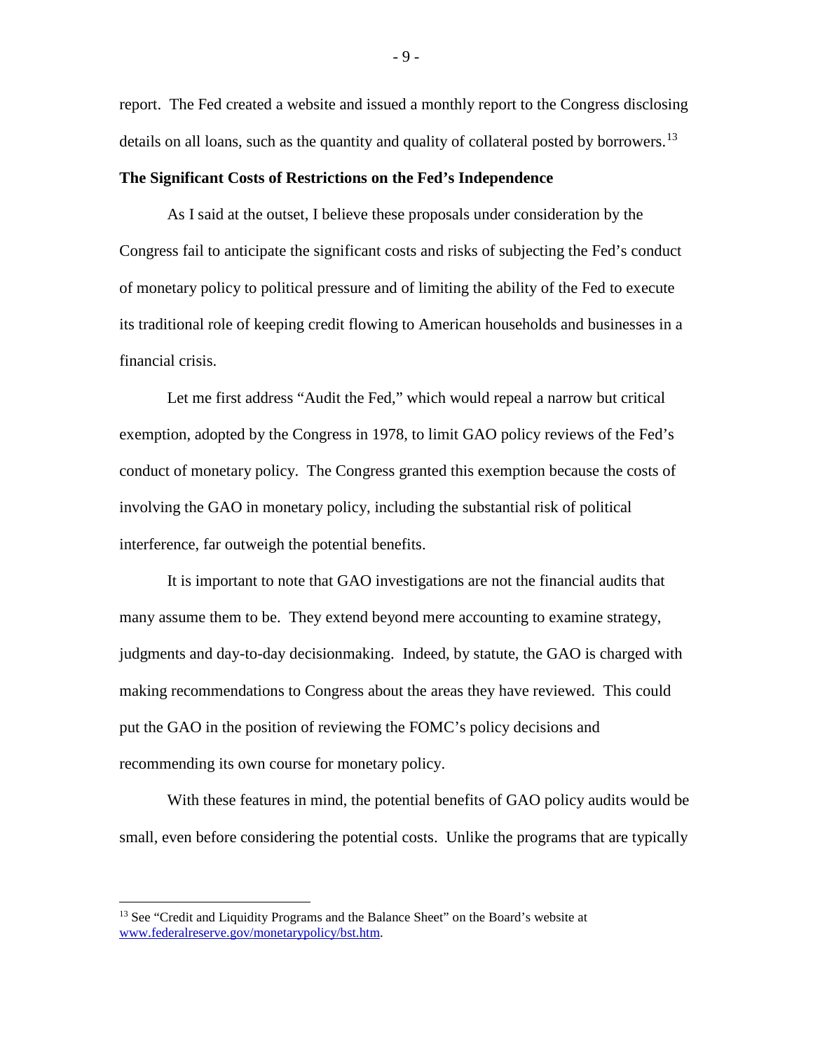report. The Fed created a website and issued a monthly report to the Congress disclosing details on all loans, such as the quantity and quality of collateral posted by borrowers.[13]

**The Significant Costs of Restrictions on the Fed's Independence**

As I said at the outset, I believe these proposals under consideration by the Congress fail to anticipate the significant costs and risks of subjecting the Fed's conduct of monetary policy to political pressure and of limiting the ability of the Fed to execute its traditional role of keeping credit flowing to American households and businesses in a financial crisis.

Let me first address "Audit the Fed," which would repeal a narrow but critical exemption, adopted by the Congress in 1978, to limit GAO policy reviews of the Fed's conduct of monetary policy. The Congress granted this exemption because the costs of involving the GAO in monetary policy, including the substantial risk of political interference, far outweigh the potential benefits.

It is important to note that GAO investigations are not the financial audits that many assume them to be. They extend beyond mere accounting to examine strategy, judgments and day-to-day decisionmaking. Indeed, by statute, the GAO is charged with making recommendations to Congress about the areas they have reviewed. This could put the GAO in the position of reviewing the FOMC's policy decisions and recommending its own course for monetary policy.

With these features in mind, the potential benefits of GAO policy audits would be small, even before considering the potential costs. Unlike the programs that are typically

[13] See "Credit and Liquidity Programs and the Balance Sheet" on the Board's website at www.federalreserve.gov/monetarypolicy/bst.htm.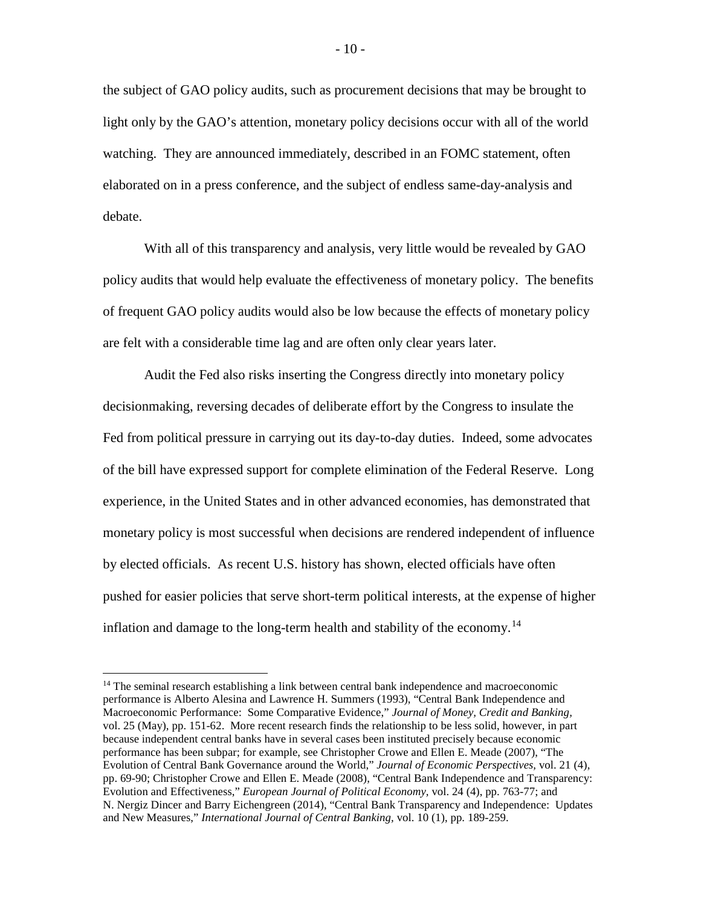the subject of GAO policy audits, such as procurement decisions that may be brought to light only by the GAO's attention, monetary policy decisions occur with all of the world watching. They are announced immediately, described in an FOMC statement, often elaborated on in a press conference, and the subject of endless same-day-analysis and debate.

With all of this transparency and analysis, very little would be revealed by GAO policy audits that would help evaluate the effectiveness of monetary policy. The benefits of frequent GAO policy audits would also be low because the effects of monetary policy are felt with a considerable time lag and are often only clear years later.

Audit the Fed also risks inserting the Congress directly into monetary policy decisionmaking, reversing decades of deliberate effort by the Congress to insulate the Fed from political pressure in carrying out its day-to-day duties. Indeed, some advocates of the bill have expressed support for complete elimination of the Federal Reserve. Long experience, in the United States and in other advanced economies, has demonstrated that monetary policy is most successful when decisions are rendered independent of influence by elected officials. As recent U.S. history has shown, elected officials have often pushed for easier policies that serve short-term political interests, at the expense of higher inflation and damage to the long-term health and stability of the economy.[14]

---

[14] The seminal research establishing a link between central bank independence and macroeconomic performance is Alberto Alesina and Lawrence H. Summers (1993), "Central Bank Independence and Macroeconomic Performance: Some Comparative Evidence," *Journal of Money, Credit and Banking,* vol. 25 (May), pp. 151-62. More recent research finds the relationship to be less solid, however, in part because independent central banks have in several cases been instituted precisely because economic performance has been subpar; for example, see Christopher Crowe and Ellen E. Meade (2007), "The Evolution of Central Bank Governance around the World," *Journal of Economic Perspectives,* vol. 21 (4), pp. 69-90; Christopher Crowe and Ellen E. Meade (2008), "Central Bank Independence and Transparency: Evolution and Effectiveness," *European Journal of Political Economy,* vol. 24 (4), pp. 763-77; and N. Nergiz Dincer and Barry Eichengreen (2014), "Central Bank Transparency and Independence: Updates and New Measures," *International Journal of Central Banking,* vol. 10 (1), pp. 189-259.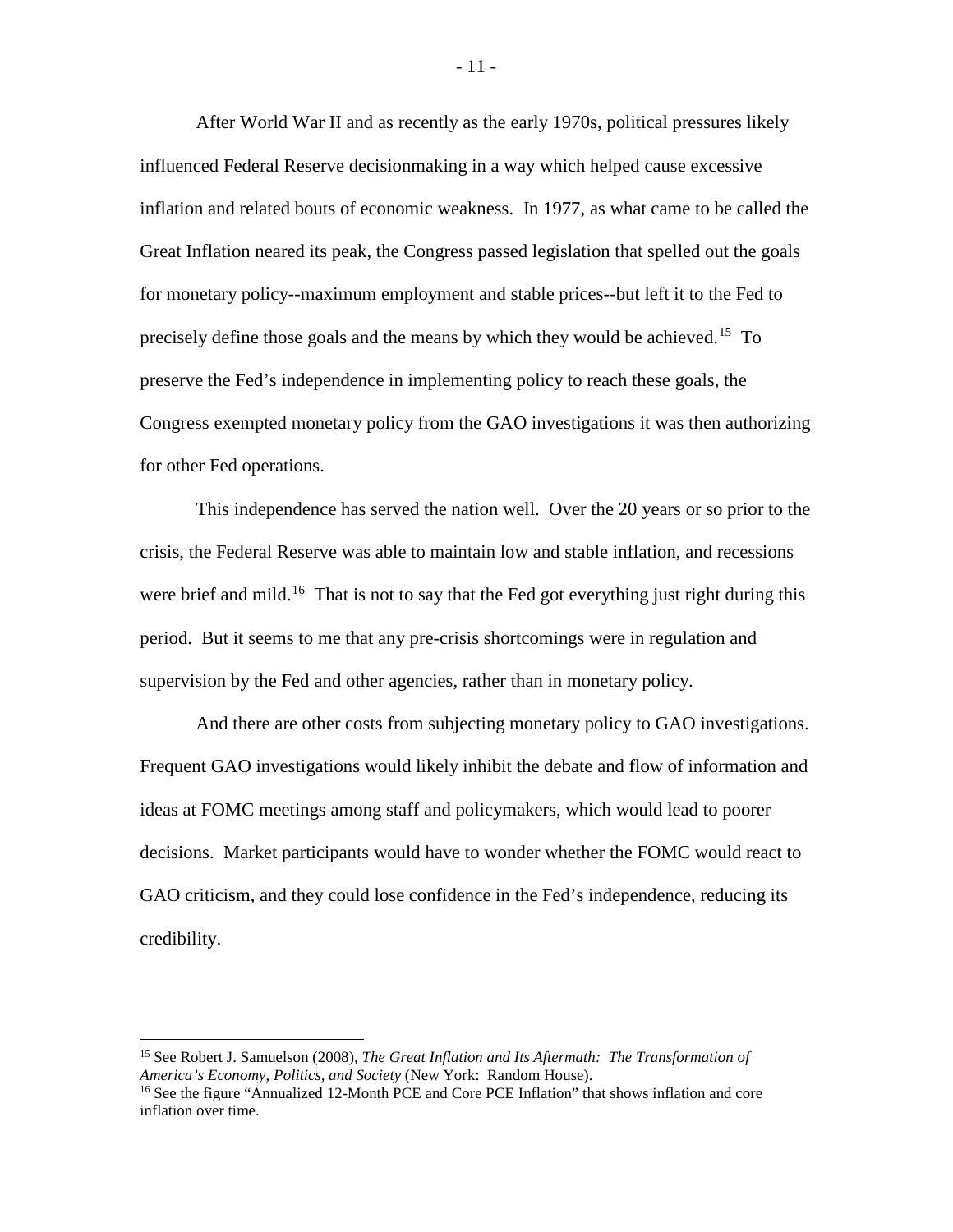After World War II and as recently as the early 1970s, political pressures likely influenced Federal Reserve decisionmaking in a way which helped cause excessive inflation and related bouts of economic weakness. In 1977, as what came to be called the Great Inflation neared its peak, the Congress passed legislation that spelled out the goals for monetary policy--maximum employment and stable prices--but left it to the Fed to precisely define those goals and the means by which they would be achieved.[15] To preserve the Fed's independence in implementing policy to reach these goals, the Congress exempted monetary policy from the GAO investigations it was then authorizing for other Fed operations.

This independence has served the nation well. Over the 20 years or so prior to the crisis, the Federal Reserve was able to maintain low and stable inflation, and recessions were brief and mild.[16] That is not to say that the Fed got everything just right during this period. But it seems to me that any pre-crisis shortcomings were in regulation and supervision by the Fed and other agencies, rather than in monetary policy.

And there are other costs from subjecting monetary policy to GAO investigations. Frequent GAO investigations would likely inhibit the debate and flow of information and ideas at FOMC meetings among staff and policymakers, which would lead to poorer decisions. Market participants would have to wonder whether the FOMC would react to GAO criticism, and they could lose confidence in the Fed's independence, reducing its credibility.

---

[15] See Robert J. Samuelson (2008), *The Great Inflation and Its Aftermath: The Transformation of America's Economy, Politics, and Society* (New York: Random House).

[16] See the figure "Annualized 12-Month PCE and Core PCE Inflation" that shows inflation and core inflation over time.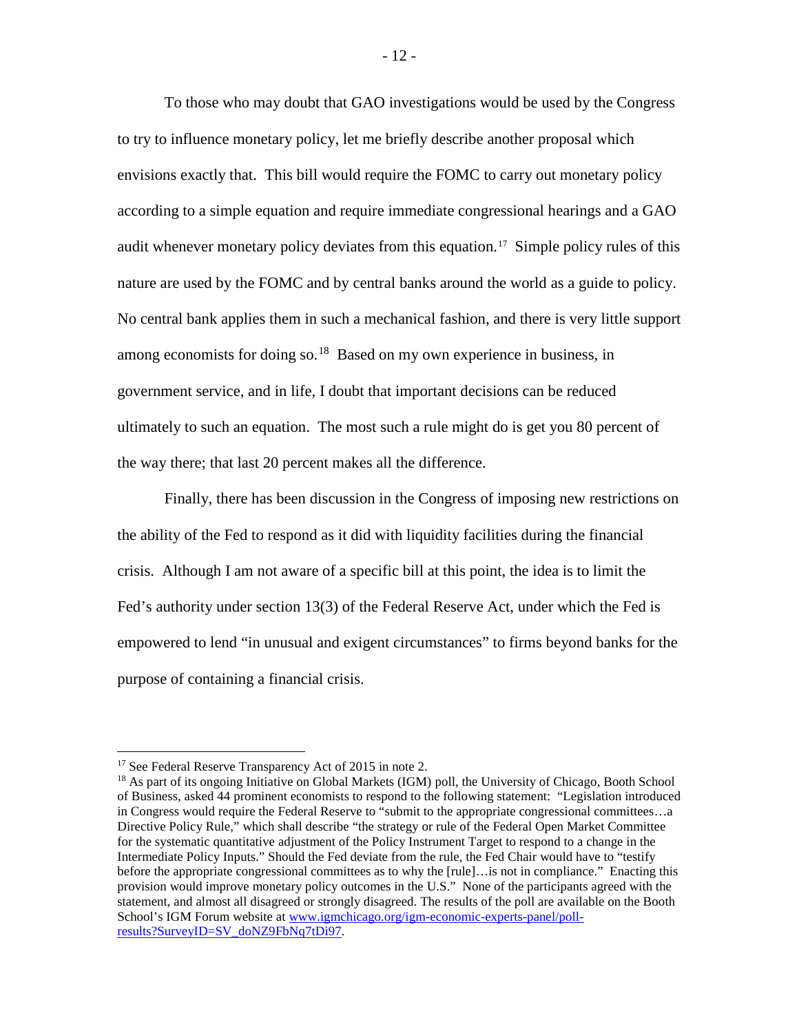To those who may doubt that GAO investigations would be used by the Congress to try to influence monetary policy, let me briefly describe another proposal which envisions exactly that. This bill would require the FOMC to carry out monetary policy according to a simple equation and require immediate congressional hearings and a GAO audit whenever monetary policy deviates from this equation.[17] Simple policy rules of this nature are used by the FOMC and by central banks around the world as a guide to policy. No central bank applies them in such a mechanical fashion, and there is very little support among economists for doing so.[18] Based on my own experience in business, in government service, and in life, I doubt that important decisions can be reduced ultimately to such an equation. The most such a rule might do is get you 80 percent of the way there; that last 20 percent makes all the difference.

Finally, there has been discussion in the Congress of imposing new restrictions on the ability of the Fed to respond as it did with liquidity facilities during the financial crisis. Although I am not aware of a specific bill at this point, the idea is to limit the Fed's authority under section 13(3) of the Federal Reserve Act, under which the Fed is empowered to lend "in unusual and exigent circumstances" to firms beyond banks for the purpose of containing a financial crisis.

---

[17] See Federal Reserve Transparency Act of 2015 in note 2.

[18] As part of its ongoing Initiative on Global Markets (IGM) poll, the University of Chicago, Booth School of Business, asked 44 prominent economists to respond to the following statement: "Legislation introduced in Congress would require the Federal Reserve to "submit to the appropriate congressional committees…a Directive Policy Rule," which shall describe "the strategy or rule of the Federal Open Market Committee for the systematic quantitative adjustment of the Policy Instrument Target to respond to a change in the Intermediate Policy Inputs." Should the Fed deviate from the rule, the Fed Chair would have to "testify before the appropriate congressional committees as to why the [rule]…is not in compliance." Enacting this provision would improve monetary policy outcomes in the U.S." None of the participants agreed with the statement, and almost all disagreed or strongly disagreed. The results of the poll are available on the Booth School's IGM Forum website at www.igmchicago.org/igm-economic-experts-panel/poll-results?SurveyID=SV_doNZ9FbNq7tDi97.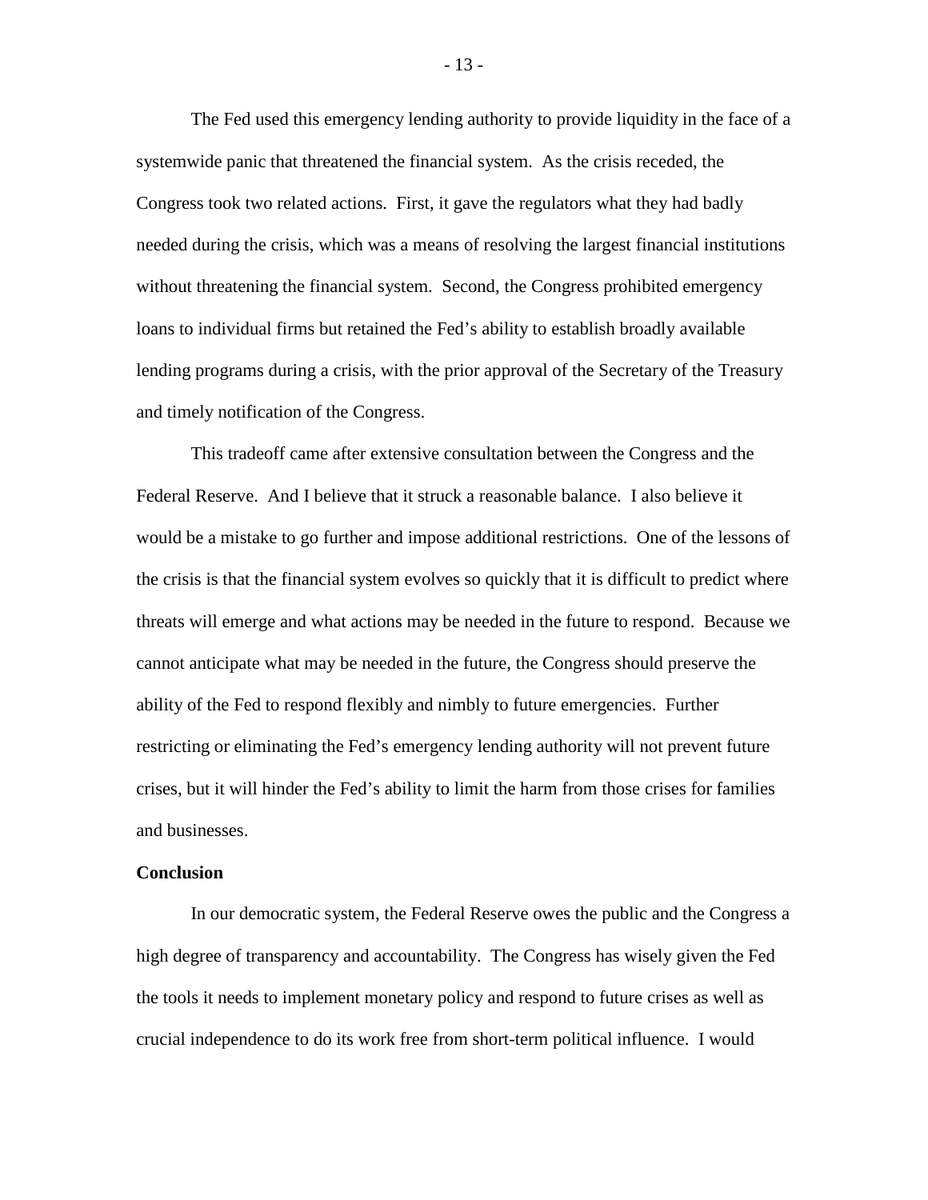The Fed used this emergency lending authority to provide liquidity in the face of a systemwide panic that threatened the financial system. As the crisis receded, the Congress took two related actions. First, it gave the regulators what they had badly needed during the crisis, which was a means of resolving the largest financial institutions without threatening the financial system. Second, the Congress prohibited emergency loans to individual firms but retained the Fed's ability to establish broadly available lending programs during a crisis, with the prior approval of the Secretary of the Treasury and timely notification of the Congress.

This tradeoff came after extensive consultation between the Congress and the Federal Reserve. And I believe that it struck a reasonable balance. I also believe it would be a mistake to go further and impose additional restrictions. One of the lessons of the crisis is that the financial system evolves so quickly that it is difficult to predict where threats will emerge and what actions may be needed in the future to respond. Because we cannot anticipate what may be needed in the future, the Congress should preserve the ability of the Fed to respond flexibly and nimbly to future emergencies. Further restricting or eliminating the Fed's emergency lending authority will not prevent future crises, but it will hinder the Fed's ability to limit the harm from those crises for families and businesses.

**Conclusion**

In our democratic system, the Federal Reserve owes the public and the Congress a high degree of transparency and accountability. The Congress has wisely given the Fed the tools it needs to implement monetary policy and respond to future crises as well as crucial independence to do its work free from short-term political influence. I would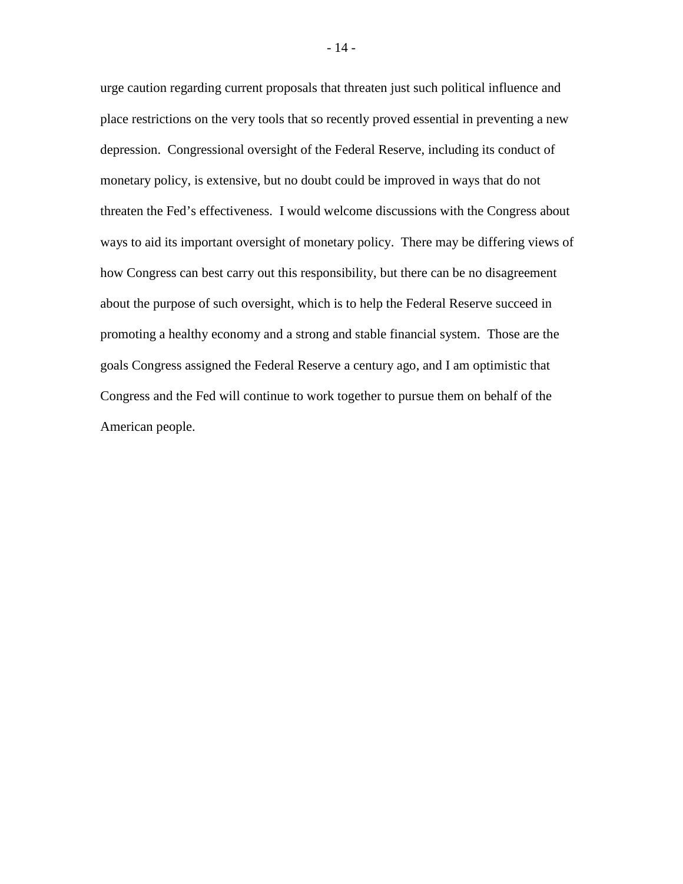urge caution regarding current proposals that threaten just such political influence and place restrictions on the very tools that so recently proved essential in preventing a new depression. Congressional oversight of the Federal Reserve, including its conduct of monetary policy, is extensive, but no doubt could be improved in ways that do not threaten the Fed's effectiveness. I would welcome discussions with the Congress about ways to aid its important oversight of monetary policy. There may be differing views of how Congress can best carry out this responsibility, but there can be no disagreement about the purpose of such oversight, which is to help the Federal Reserve succeed in promoting a healthy economy and a strong and stable financial system. Those are the goals Congress assigned the Federal Reserve a century ago, and I am optimistic that Congress and the Fed will continue to work together to pursue them on behalf of the American people.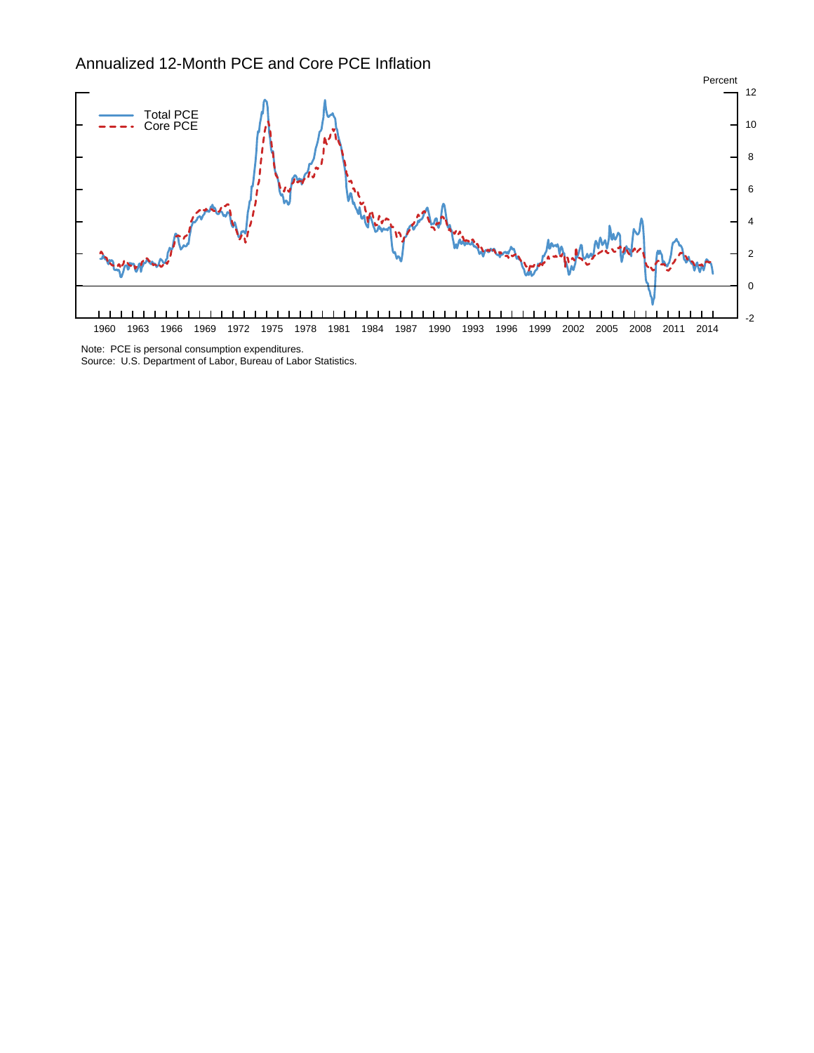Annualized 12-Month PCE and Core PCE Inflation

Percent

12
10
8
6
4
2
0
-2

Total PCE
Core PCE

1960 1963 1966 1969 1972 1975 1978 1981 1984 1987 1990 1993 1996 1999 2002 2005 2008 2011 2014

Note: PCE is personal consumption expenditures.
Source: U.S. Department of Labor, Bureau of Labor Statistics.